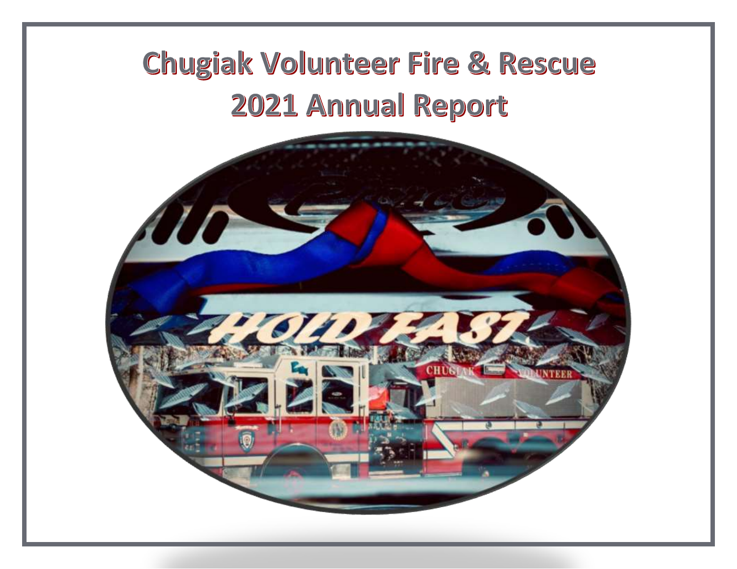# Chugiak Volunteer Fire & Rescue
# 2021 Annual Report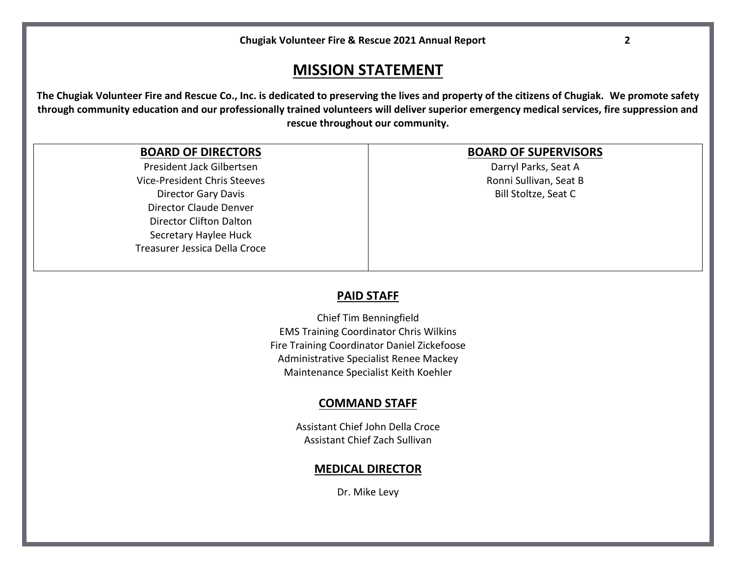# MISSION STATEMENT

**The Chugiak Volunteer Fire and Rescue Co., Inc. is dedicated to preserving the lives and property of the citizens of Chugiak. We promote safety through community education and our professionally trained volunteers will deliver superior emergency medical services, fire suppression and rescue throughout our community.**

| BOARD OF DIRECTORS | BOARD OF SUPERVISORS |
|---|---|
| President Jack Gilbertsen<br>Vice-President Chris Steeves<br>Director Gary Davis<br>Director Claude Denver<br>Director Clifton Dalton<br>Secretary Haylee Huck<br>Treasurer Jessica Della Croce | Darryl Parks, Seat A<br>Ronni Sullivan, Seat B<br>Bill Stoltze, Seat C |

## PAID STAFF

Chief Tim Benningfield
EMS Training Coordinator Chris Wilkins
Fire Training Coordinator Daniel Zickefoose
Administrative Specialist Renee Mackey
Maintenance Specialist Keith Koehler

## COMMAND STAFF

Assistant Chief John Della Croce
Assistant Chief Zach Sullivan

## MEDICAL DIRECTOR

Dr. Mike Levy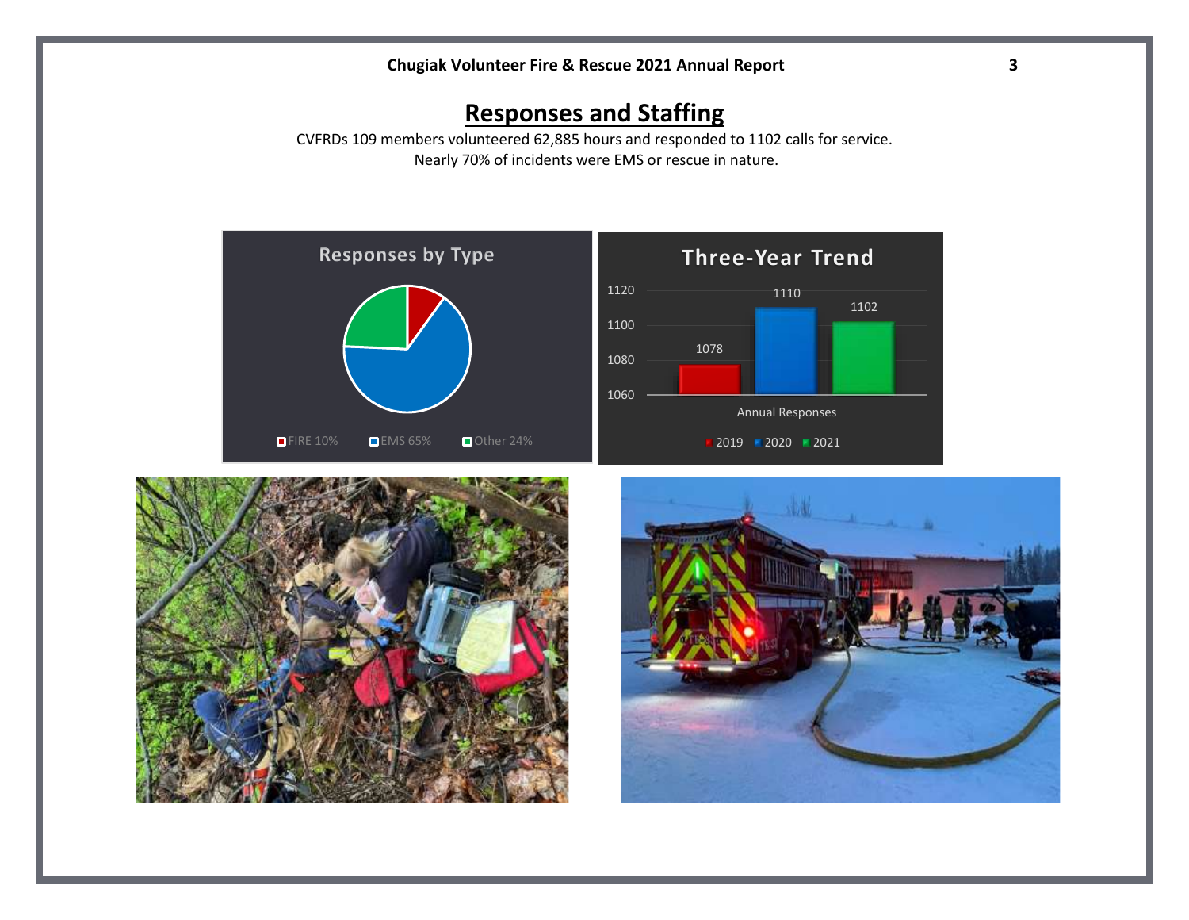## Responses and Staffing

CVFRDs 109 members volunteered 62,885 hours and responded to 1102 calls for service.
Nearly 70% of incidents were EMS or rescue in nature.

**Responses by Type**

| Type | Percent |
| --- | --- |
| FIRE | 10% |
| EMS | 65% |
| Other | 24% |

**Three-Year Trend**

| Annual Responses | Count |
| --- | --- |
| 2019 | 1078 |
| 2020 | 1110 |
| 2021 | 1102 |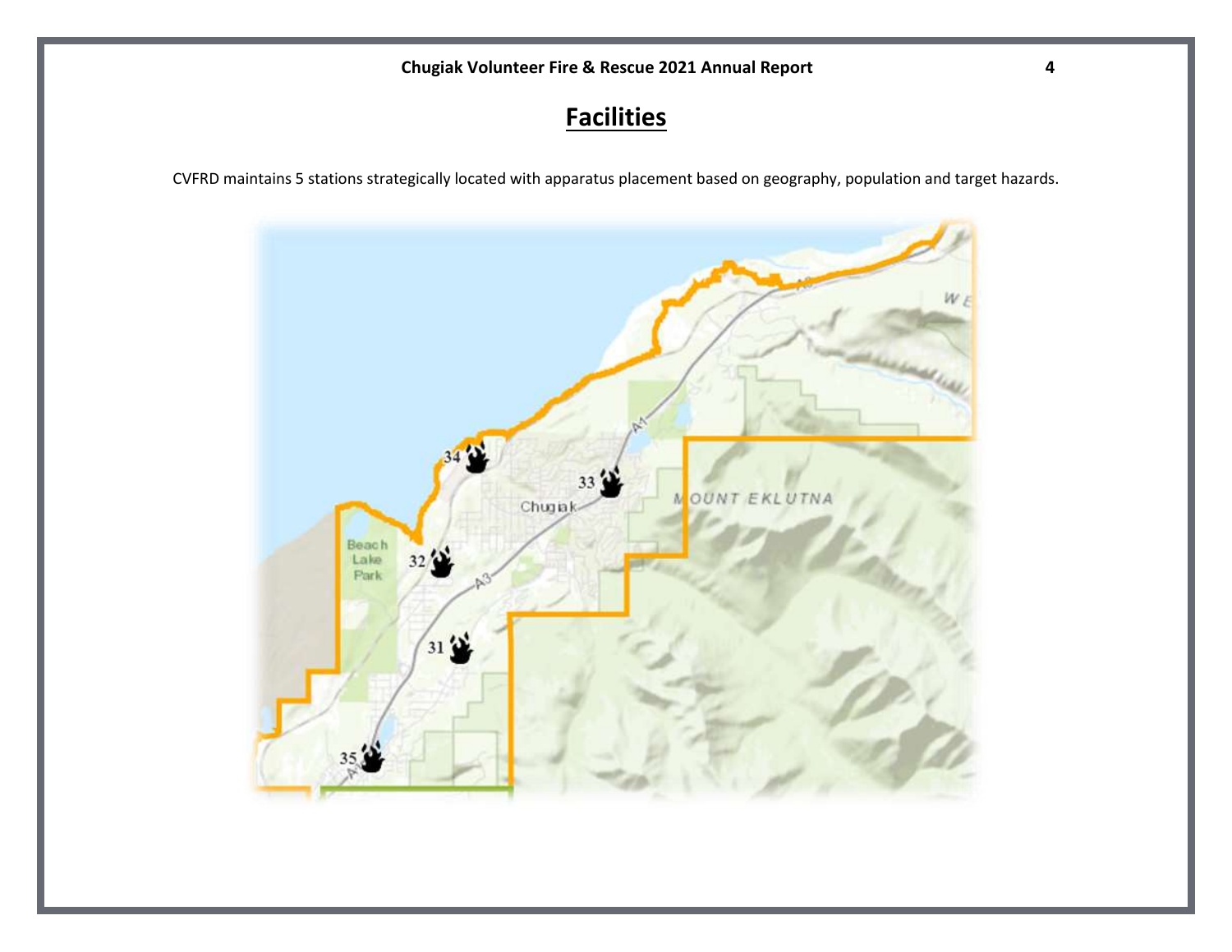# Facilities

CVFRD maintains 5 stations strategically located with apparatus placement based on geography, population and target hazards.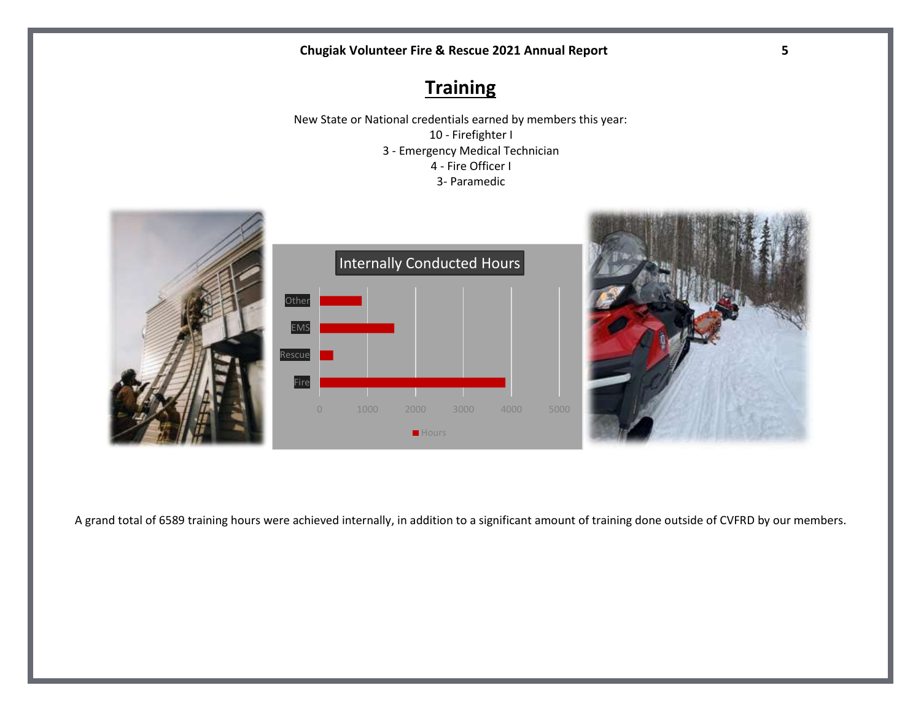# Training

New State or National credentials earned by members this year:

10 - Firefighter I

3 - Emergency Medical Technician

4 - Fire Officer I

3- Paramedic

A grand total of 6589 training hours were achieved internally, in addition to a significant amount of training done outside of CVFRD by our members.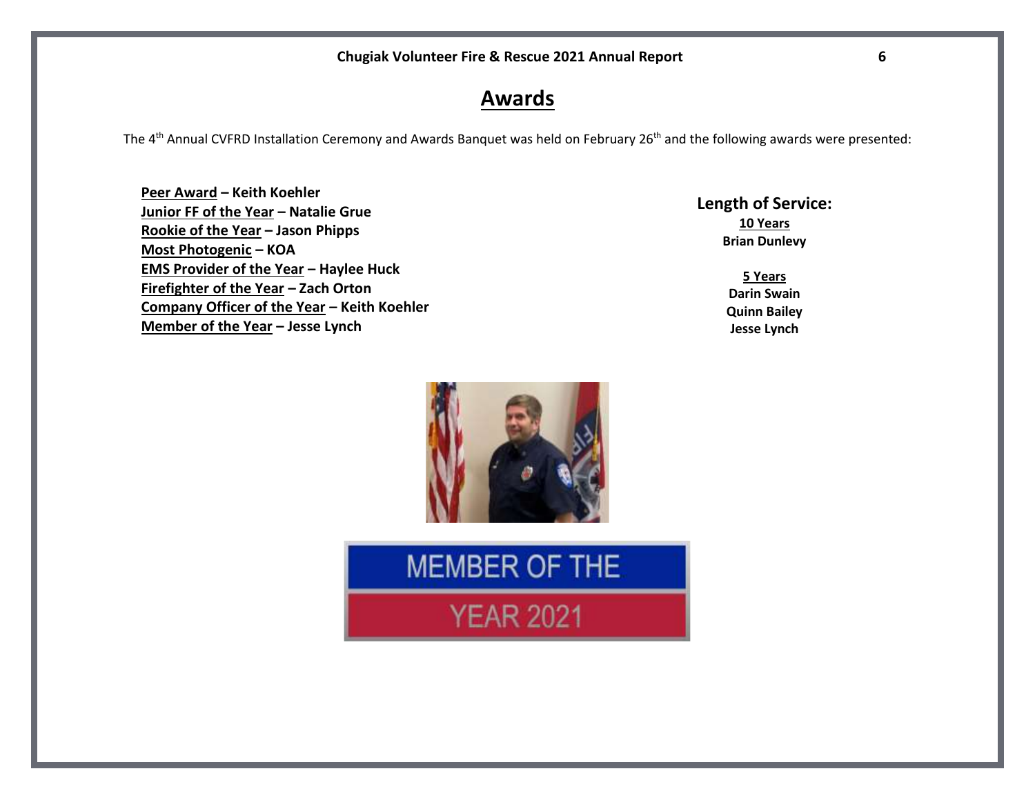# Awards

The 4th Annual CVFRD Installation Ceremony and Awards Banquet was held on February 26th and the following awards were presented:

**Peer Award – Keith Koehler**
**Junior FF of the Year – Natalie Grue**
**Rookie of the Year – Jason Phipps**
**Most Photogenic – KOA**
**EMS Provider of the Year – Haylee Huck**
**Firefighter of the Year – Zach Orton**
**Company Officer of the Year – Keith Koehler**
**Member of the Year – Jesse Lynch**

**Length of Service:**

**10 Years**
**Brian Dunlevy**

**5 Years**
**Darin Swain**
**Quinn Bailey**
**Jesse Lynch**

MEMBER OF THE YEAR 2021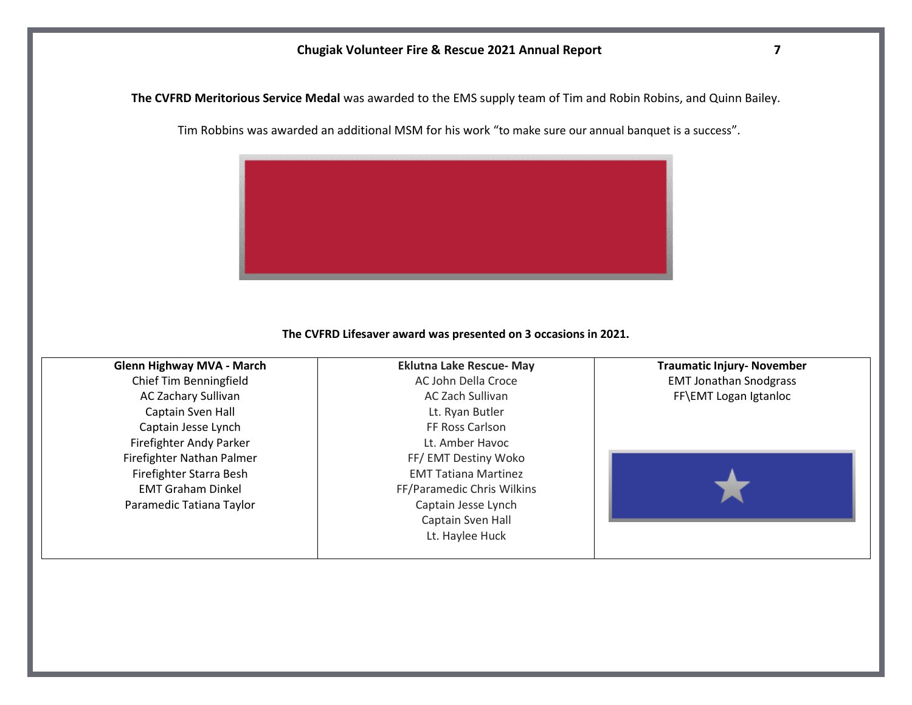**The CVFRD Meritorious Service Medal** was awarded to the EMS supply team of Tim and Robin Robins, and Quinn Bailey.

Tim Robbins was awarded an additional MSM for his work "to make sure our annual banquet is a success".

**The CVFRD Lifesaver award was presented on 3 occasions in 2021.**

| Glenn Highway MVA - March | Eklutna Lake Rescue- May | Traumatic Injury- November |
|---|---|---|
| Chief Tim Benningfield | AC John Della Croce | EMT Jonathan Snodgrass |
| AC Zachary Sullivan | AC Zach Sullivan | FF\EMT Logan Igtanloc |
| Captain Sven Hall | Lt. Ryan Butler | |
| Captain Jesse Lynch | FF Ross Carlson | |
| Firefighter Andy Parker | Lt. Amber Havoc | |
| Firefighter Nathan Palmer | FF/ EMT Destiny Woko | |
| Firefighter Starra Besh | EMT Tatiana Martinez | |
| EMT Graham Dinkel | FF/Paramedic Chris Wilkins | |
| Paramedic Tatiana Taylor | Captain Jesse Lynch | |
| | Captain Sven Hall | |
| | Lt. Haylee Huck | |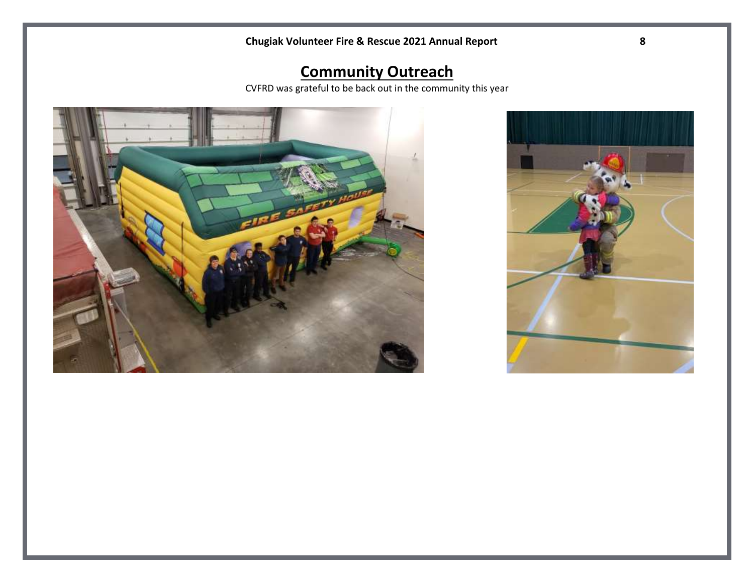# Community Outreach

CVFRD was grateful to be back out in the community this year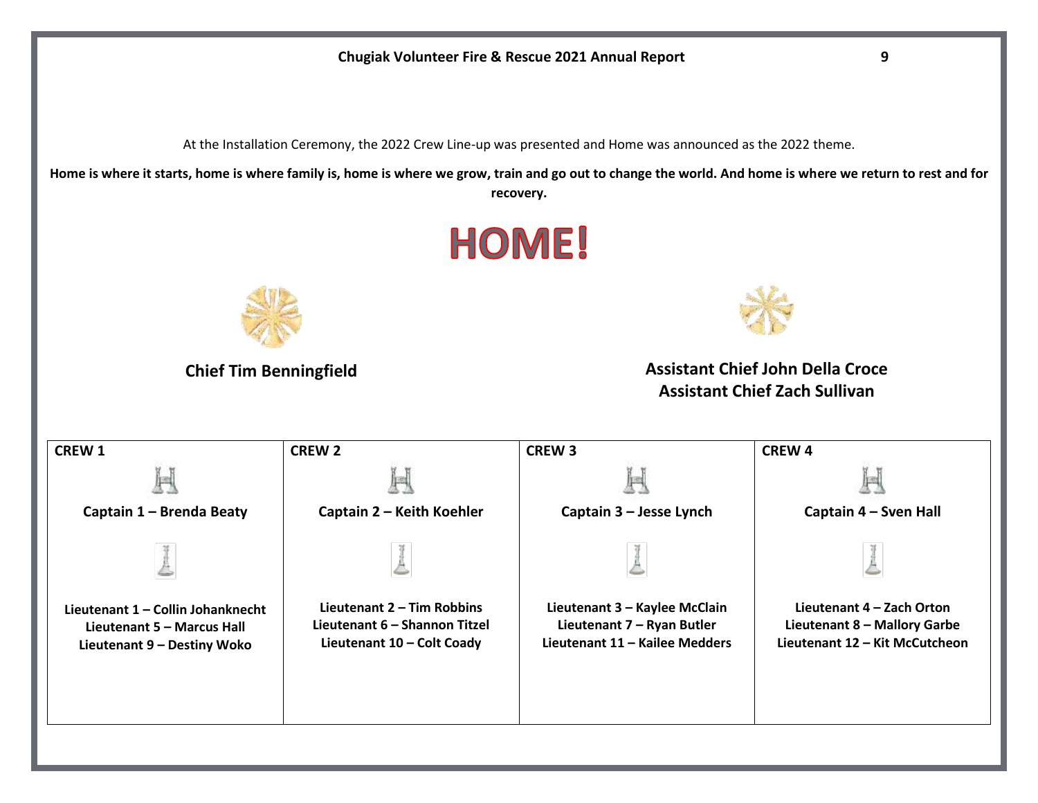At the Installation Ceremony, the 2022 Crew Line-up was presented and Home was announced as the 2022 theme.

**Home is where it starts, home is where family is, home is where we grow, train and go out to change the world. And home is where we return to rest and for recovery.**

# HOME!

**Chief Tim Benningfield**

**Assistant Chief John Della Croce**
**Assistant Chief Zach Sullivan**

| CREW 1 | CREW 2 | CREW 3 | CREW 4 |
|---|---|---|---|
| **Captain 1 – Brenda Beaty** | **Captain 2 – Keith Koehler** | **Captain 3 – Jesse Lynch** | **Captain 4 – Sven Hall** |
| **Lieutenant 1 – Collin Johanknecht**<br>**Lieutenant 5 – Marcus Hall**<br>**Lieutenant 9 – Destiny Woko** | **Lieutenant 2 – Tim Robbins**<br>**Lieutenant 6 – Shannon Titzel**<br>**Lieutenant 10 – Colt Coady** | **Lieutenant 3 – Kaylee McClain**<br>**Lieutenant 7 – Ryan Butler**<br>**Lieutenant 11 – Kailee Medders** | **Lieutenant 4 – Zach Orton**<br>**Lieutenant 8 – Mallory Garbe**<br>**Lieutenant 12 – Kit McCutcheon** |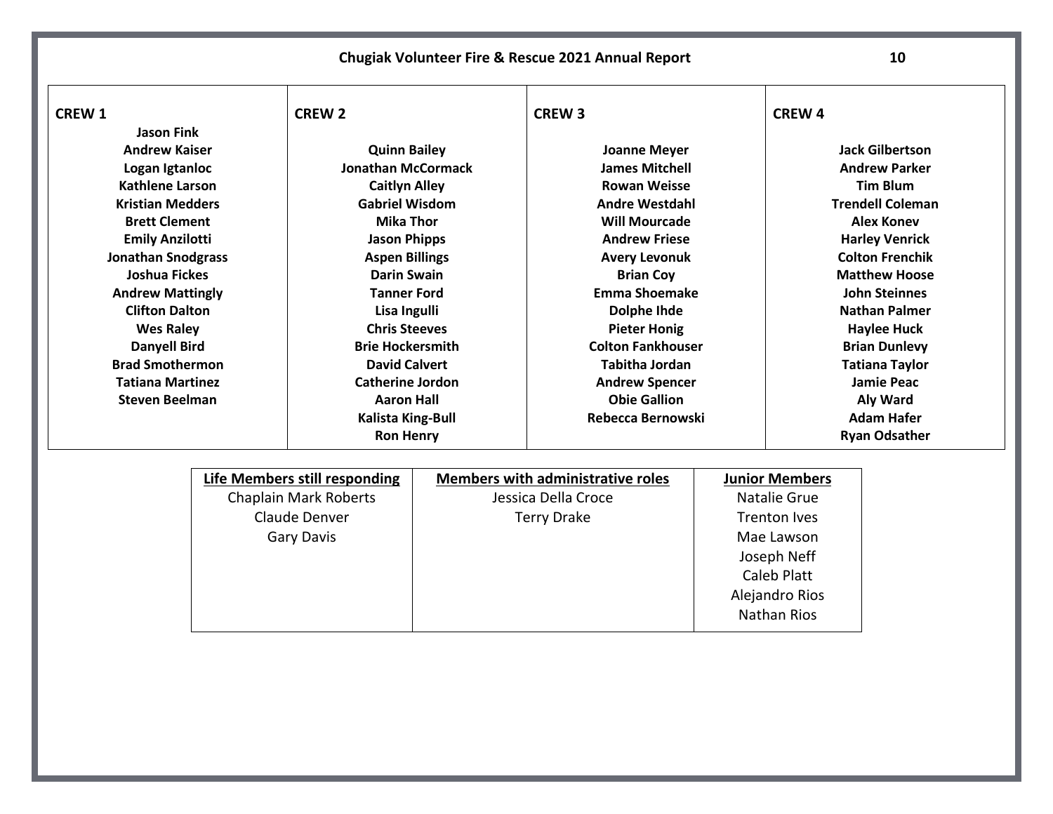| CREW 1 | CREW 2 | CREW 3 | CREW 4 |
|---|---|---|---|
| Jason Fink | | | |
| Andrew Kaiser | Quinn Bailey | Joanne Meyer | Jack Gilbertson |
| Logan Igtanloc | Jonathan McCormack | James Mitchell | Andrew Parker |
| Kathlene Larson | Caitlyn Alley | Rowan Weisse | Tim Blum |
| Kristian Medders | Gabriel Wisdom | Andre Westdahl | Trendell Coleman |
| Brett Clement | Mika Thor | Will Mourcade | Alex Konev |
| Emily Anzilotti | Jason Phipps | Andrew Friese | Harley Venrick |
| Jonathan Snodgrass | Aspen Billings | Avery Levonuk | Colton Frenchik |
| Joshua Fickes | Darin Swain | Brian Coy | Matthew Hoose |
| Andrew Mattingly | Tanner Ford | Emma Shoemake | John Steinnes |
| Clifton Dalton | Lisa Ingulli | Dolphe Ihde | Nathan Palmer |
| Wes Raley | Chris Steeves | Pieter Honig | Haylee Huck |
| Danyell Bird | Brie Hockersmith | Colton Fankhouser | Brian Dunlevy |
| Brad Smothermon | David Calvert | Tabitha Jordan | Tatiana Taylor |
| Tatiana Martinez | Catherine Jordon | Andrew Spencer | Jamie Peac |
| Steven Beelman | Aaron Hall | Obie Gallion | Aly Ward |
| | Kalista King-Bull | Rebecca Bernowski | Adam Hafer |
| | Ron Henry | | Ryan Odsather |

| Life Members still responding | Members with administrative roles | Junior Members |
|---|---|---|
| Chaplain Mark Roberts | Jessica Della Croce | Natalie Grue |
| Claude Denver | Terry Drake | Trenton Ives |
| Gary Davis | | Mae Lawson |
| | | Joseph Neff |
| | | Caleb Platt |
| | | Alejandro Rios |
| | | Nathan Rios |